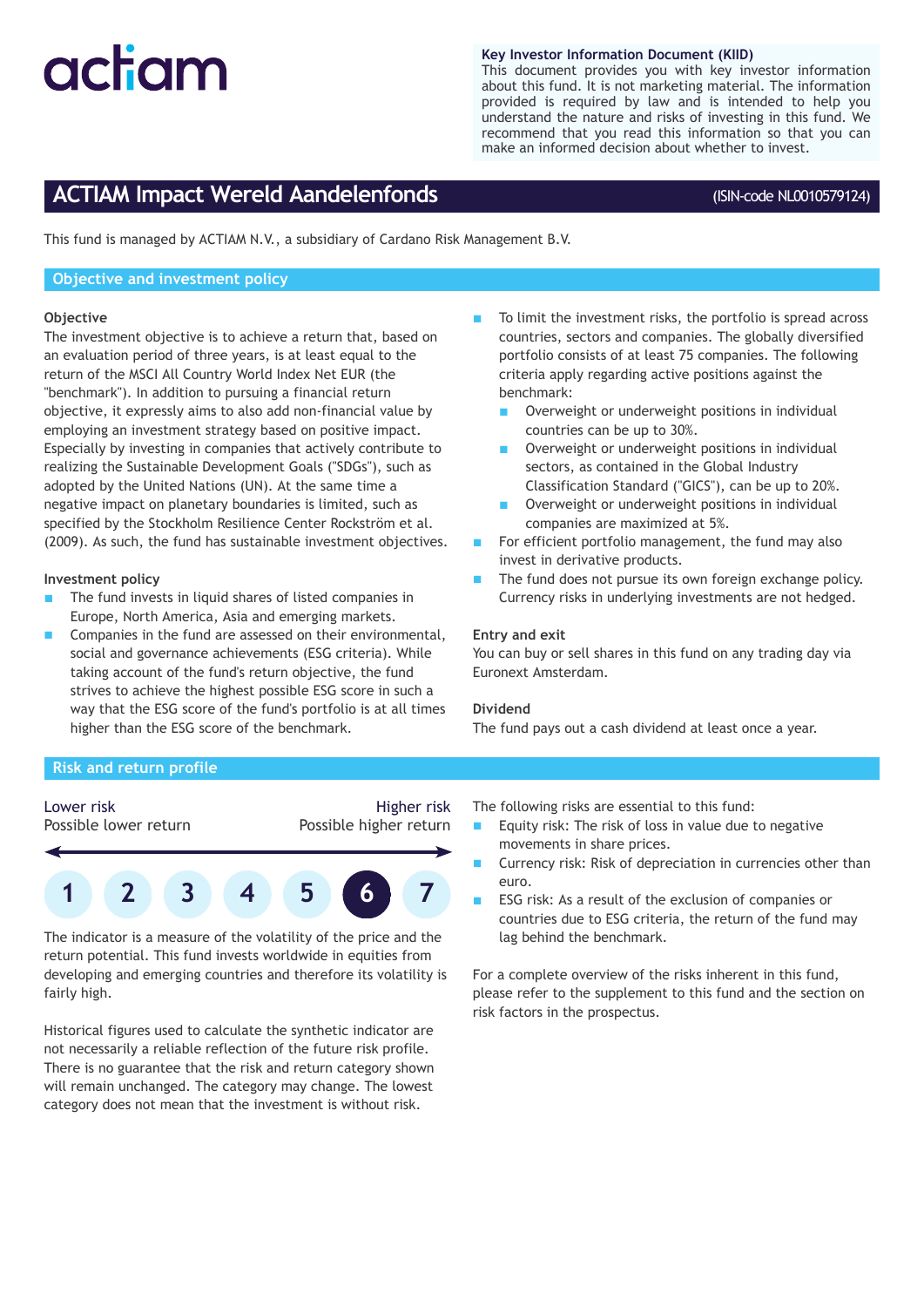actiam

**Key Investor Information Document (KIID)**
This document provides you with key investor information about this fund. It is not marketing material. The information provided is required by law and is intended to help you understand the nature and risks of investing in this fund. We recommend that you read this information so that you can make an informed decision about whether to invest.

# ACTIAM Impact Wereld Aandelenfonds

(ISIN-code NL0010579124)

This fund is managed by ACTIAM N.V., a subsidiary of Cardano Risk Management B.V.

## Objective and investment policy

### Objective

The investment objective is to achieve a return that, based on an evaluation period of three years, is at least equal to the return of the MSCI All Country World Index Net EUR (the "benchmark"). In addition to pursuing a financial return objective, it expressly aims to also add non-financial value by employing an investment strategy based on positive impact. Especially by investing in companies that actively contribute to realizing the Sustainable Development Goals ("SDGs"), such as adopted by the United Nations (UN). At the same time a negative impact on planetary boundaries is limited, such as specified by the Stockholm Resilience Center Rockström et al. (2009). As such, the fund has sustainable investment objectives.

### Investment policy

- The fund invests in liquid shares of listed companies in Europe, North America, Asia and emerging markets.
- Companies in the fund are assessed on their environmental, social and governance achievements (ESG criteria). While taking account of the fund's return objective, the fund strives to achieve the highest possible ESG score in such a way that the ESG score of the fund's portfolio is at all times higher than the ESG score of the benchmark.
- To limit the investment risks, the portfolio is spread across countries, sectors and companies. The globally diversified portfolio consists of at least 75 companies. The following criteria apply regarding active positions against the benchmark:
  - Overweight or underweight positions in individual countries can be up to 30%.
  - Overweight or underweight positions in individual sectors, as contained in the Global Industry Classification Standard ("GICS"), can be up to 20%.
  - Overweight or underweight positions in individual companies are maximized at 5%.
- For efficient portfolio management, the fund may also invest in derivative products.
- The fund does not pursue its own foreign exchange policy. Currency risks in underlying investments are not hedged.

### Entry and exit

You can buy or sell shares in this fund on any trading day via Euronext Amsterdam.

### Dividend

The fund pays out a cash dividend at least once a year.

## Risk and return profile

Lower risk — Possible lower return | Higher risk — Possible higher return

1 2 3 4 5 **6** 7

The indicator is a measure of the volatility of the price and the return potential. This fund invests worldwide in equities from developing and emerging countries and therefore its volatility is fairly high.

Historical figures used to calculate the synthetic indicator are not necessarily a reliable reflection of the future risk profile. There is no guarantee that the risk and return category shown will remain unchanged. The category may change. The lowest category does not mean that the investment is without risk.

The following risks are essential to this fund:

- Equity risk: The risk of loss in value due to negative movements in share prices.
- Currency risk: Risk of depreciation in currencies other than euro.
- ESG risk: As a result of the exclusion of companies or countries due to ESG criteria, the return of the fund may lag behind the benchmark.

For a complete overview of the risks inherent in this fund, please refer to the supplement to this fund and the section on risk factors in the prospectus.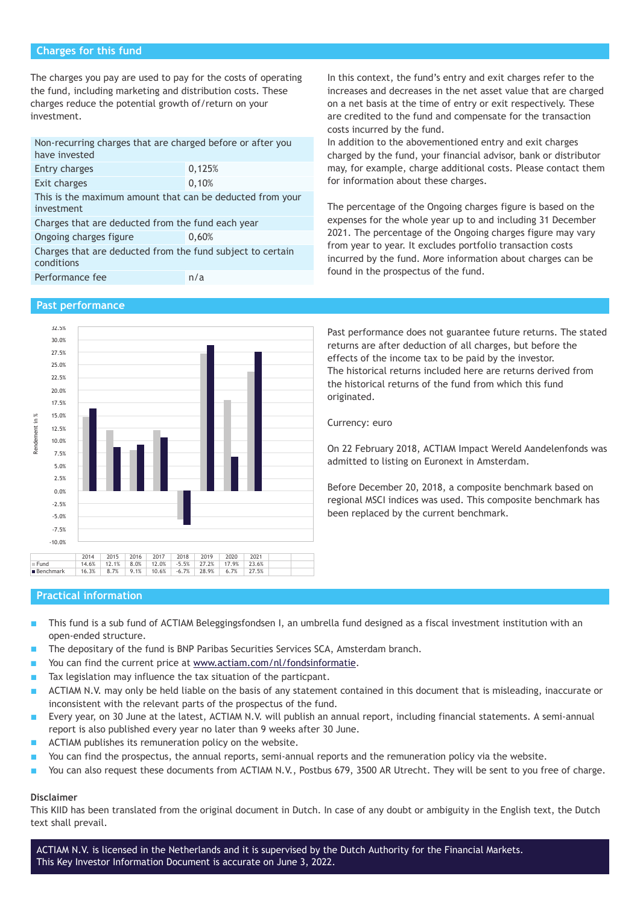## Charges for this fund

The charges you pay are used to pay for the costs of operating the fund, including marketing and distribution costs. These charges reduce the potential growth of/return on your investment.

| | |
|---|---|
| Non-recurring charges that are charged before or after you have invested | |
| Entry charges | 0,125% |
| Exit charges | 0,10% |
| This is the maximum amount that can be deducted from your investment | |
| Charges that are deducted from the fund each year | |
| Ongoing charges figure | 0,60% |
| Charges that are deducted from the fund subject to certain conditions | |
| Performance fee | n/a |

In this context, the fund's entry and exit charges refer to the increases and decreases in the net asset value that are charged on a net basis at the time of entry or exit respectively. These are credited to the fund and compensate for the transaction costs incurred by the fund.
In addition to the abovementioned entry and exit charges charged by the fund, your financial advisor, bank or distributor may, for example, charge additional costs. Please contact them for information about these charges.

The percentage of the Ongoing charges figure is based on the expenses for the whole year up to and including 31 December 2021. The percentage of the Ongoing charges figure may vary from year to year. It excludes portfolio transaction costs incurred by the fund. More information about charges can be found in the prospectus of the fund.

## Past performance

Rendement in %

32.5%
30.0%
27.5%
25.0%
22.5%
20.0%
17.5%
15.0%
12.5%
10.0%
7.5%
5.0%
2.5%
0.0%
-2.5%
-5.0%
-7.5%
-10.0%

| | 2014 | 2015 | 2016 | 2017 | 2018 | 2019 | 2020 | 2021 | | |
|---|---|---|---|---|---|---|---|---|---|---|
| Fund | 14.6% | 12.1% | 8.0% | 12.0% | -5.5% | 27.2% | 17.9% | 23.6% | | |
| Benchmark | 16.3% | 8.7% | 9.1% | 10.6% | -6.7% | 28.9% | 6.7% | 27.5% | | |

Past performance does not guarantee future returns. The stated returns are after deduction of all charges, but before the effects of the income tax to be paid by the investor.
The historical returns included here are returns derived from the historical returns of the fund from which this fund originated.

Currency: euro

On 22 February 2018, ACTIAM Impact Wereld Aandelenfonds was admitted to listing on Euronext in Amsterdam.

Before December 20, 2018, a composite benchmark based on regional MSCI indices was used. This composite benchmark has been replaced by the current benchmark.

## Practical information

- This fund is a sub fund of ACTIAM Beleggingsfondsen I, an umbrella fund designed as a fiscal investment institution with an open-ended structure.
- The depositary of the fund is BNP Paribas Securities Services SCA, Amsterdam branch.
- You can find the current price at www.actiam.com/nl/fondsinformatie.
- Tax legislation may influence the tax situation of the particpant.
- ACTIAM N.V. may only be held liable on the basis of any statement contained in this document that is misleading, inaccurate or inconsistent with the relevant parts of the prospectus of the fund.
- Every year, on 30 June at the latest, ACTIAM N.V. will publish an annual report, including financial statements. A semi-annual report is also published every year no later than 9 weeks after 30 June.
- ACTIAM publishes its remuneration policy on the website.
- You can find the prospectus, the annual reports, semi-annual reports and the remuneration policy via the website.
- You can also request these documents from ACTIAM N.V., Postbus 679, 3500 AR Utrecht. They will be sent to you free of charge.

**Disclaimer**
This KIID has been translated from the original document in Dutch. In case of any doubt or ambiguity in the English text, the Dutch text shall prevail.

ACTIAM N.V. is licensed in the Netherlands and it is supervised by the Dutch Authority for the Financial Markets.
This Key Investor Information Document is accurate on June 3, 2022.